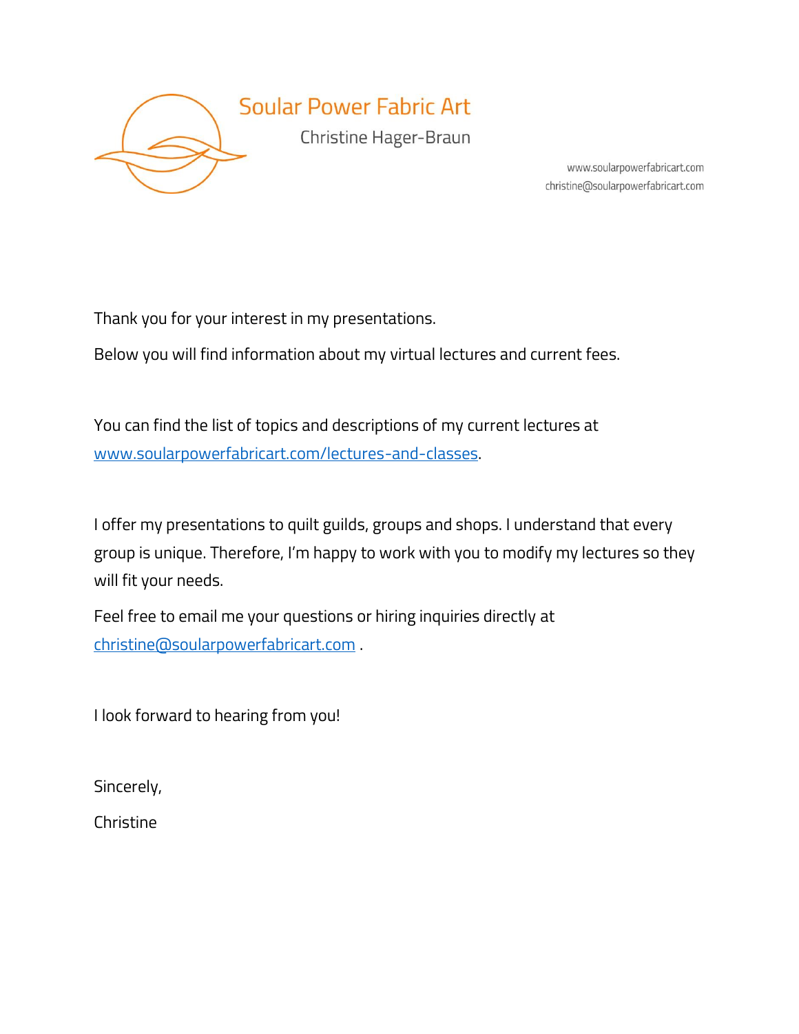# Soular Power Fabric Art

Christine Hager-Braun

www.soularpowerfabricart.com
christine@soularpowerfabricart.com

Thank you for your interest in my presentations.

Below you will find information about my virtual lectures and current fees.

You can find the list of topics and descriptions of my current lectures at [www.soularpowerfabricart.com/lectures-and-classes](www.soularpowerfabricart.com/lectures-and-classes).

I offer my presentations to quilt guilds, groups and shops. I understand that every group is unique. Therefore, I'm happy to work with you to modify my lectures so they will fit your needs.

Feel free to email me your questions or hiring inquiries directly at [christine@soularpowerfabricart.com](mailto:christine@soularpowerfabricart.com) .

I look forward to hearing from you!

Sincerely,

Christine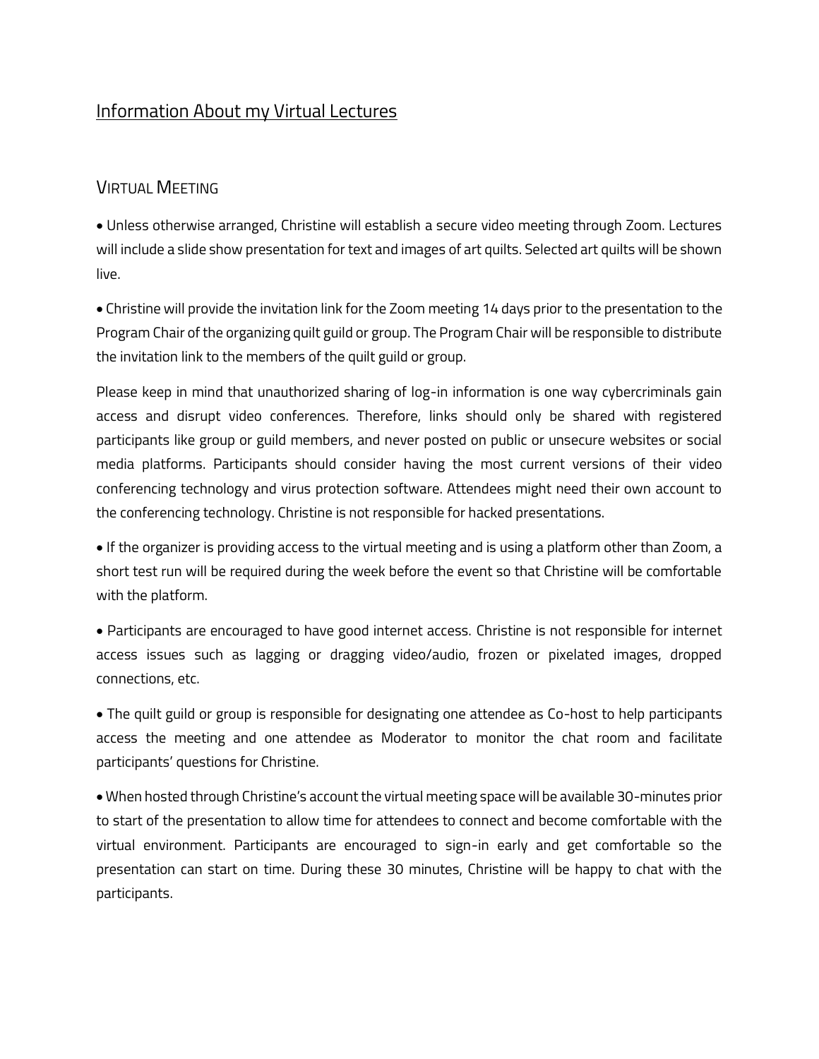## Information About my Virtual Lectures

### Virtual Meeting

- Unless otherwise arranged, Christine will establish a secure video meeting through Zoom. Lectures will include a slide show presentation for text and images of art quilts. Selected art quilts will be shown live.

- Christine will provide the invitation link for the Zoom meeting 14 days prior to the presentation to the Program Chair of the organizing quilt guild or group. The Program Chair will be responsible to distribute the invitation link to the members of the quilt guild or group.

Please keep in mind that unauthorized sharing of log-in information is one way cybercriminals gain access and disrupt video conferences. Therefore, links should only be shared with registered participants like group or guild members, and never posted on public or unsecure websites or social media platforms. Participants should consider having the most current versions of their video conferencing technology and virus protection software. Attendees might need their own account to the conferencing technology. Christine is not responsible for hacked presentations.

- If the organizer is providing access to the virtual meeting and is using a platform other than Zoom, a short test run will be required during the week before the event so that Christine will be comfortable with the platform.

- Participants are encouraged to have good internet access. Christine is not responsible for internet access issues such as lagging or dragging video/audio, frozen or pixelated images, dropped connections, etc.

- The quilt guild or group is responsible for designating one attendee as Co-host to help participants access the meeting and one attendee as Moderator to monitor the chat room and facilitate participants' questions for Christine.

- When hosted through Christine's account the virtual meeting space will be available 30-minutes prior to start of the presentation to allow time for attendees to connect and become comfortable with the virtual environment. Participants are encouraged to sign-in early and get comfortable so the presentation can start on time. During these 30 minutes, Christine will be happy to chat with the participants.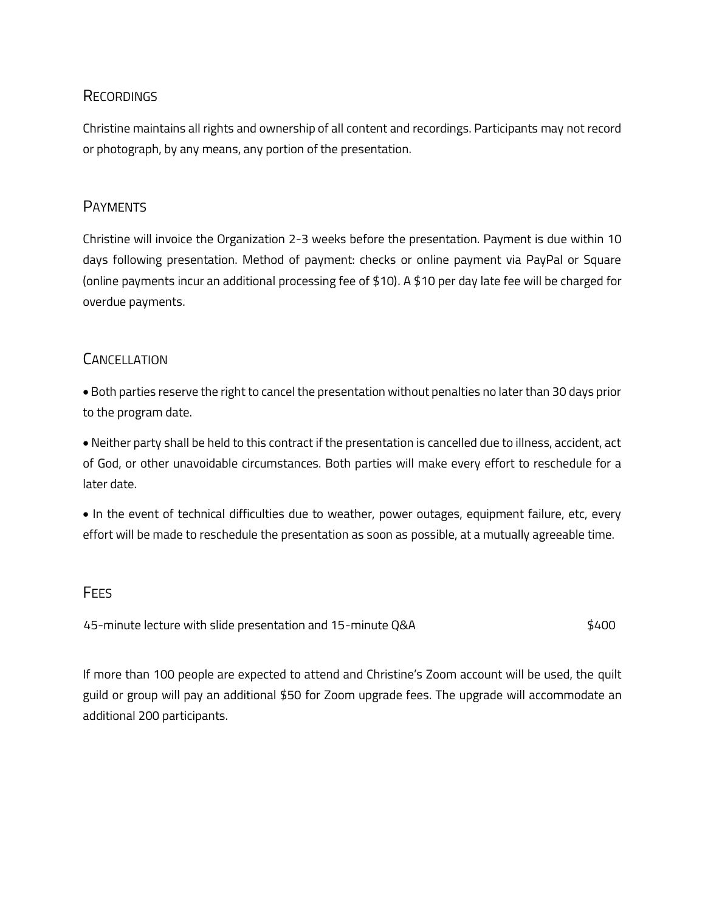## Recordings

Christine maintains all rights and ownership of all content and recordings. Participants may not record or photograph, by any means, any portion of the presentation.

## Payments

Christine will invoice the Organization 2-3 weeks before the presentation. Payment is due within 10 days following presentation. Method of payment: checks or online payment via PayPal or Square (online payments incur an additional processing fee of $10). A $10 per day late fee will be charged for overdue payments.

## Cancellation

- Both parties reserve the right to cancel the presentation without penalties no later than 30 days prior to the program date.
- Neither party shall be held to this contract if the presentation is cancelled due to illness, accident, act of God, or other unavoidable circumstances. Both parties will make every effort to reschedule for a later date.
- In the event of technical difficulties due to weather, power outages, equipment failure, etc, every effort will be made to reschedule the presentation as soon as possible, at a mutually agreeable time.

## Fees

| | |
|---|---|
| 45-minute lecture with slide presentation and 15-minute Q&A | $400 |

If more than 100 people are expected to attend and Christine's Zoom account will be used, the quilt guild or group will pay an additional $50 for Zoom upgrade fees. The upgrade will accommodate an additional 200 participants.